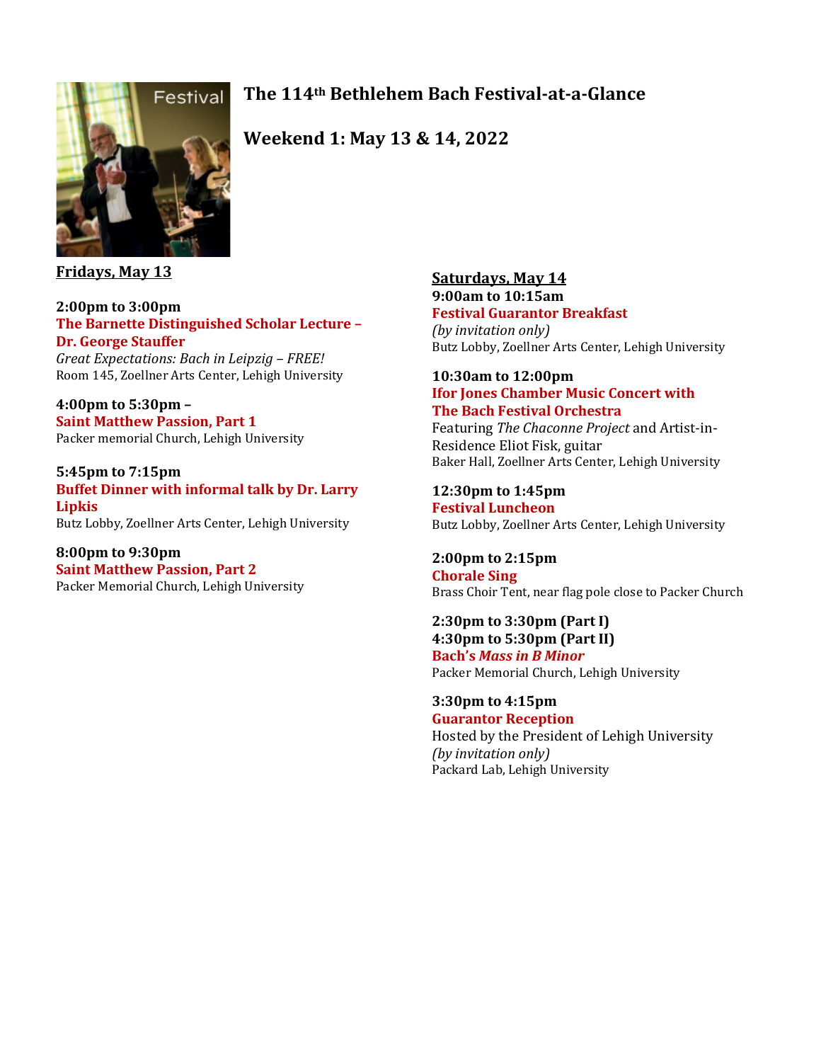# The 114th Bethlehem Bach Festival-at-a-Glance

## Weekend 1: May 13 & 14, 2022

**Fridays, May 13**

**2:00pm to 3:00pm**
**The Barnette Distinguished Scholar Lecture – Dr. George Stauffer**
*Great Expectations: Bach in Leipzig – FREE!*
Room 145, Zoellner Arts Center, Lehigh University

**4:00pm to 5:30pm –**
**Saint Matthew Passion, Part 1**
Packer memorial Church, Lehigh University

**5:45pm to 7:15pm**
**Buffet Dinner with informal talk by Dr. Larry Lipkis**
Butz Lobby, Zoellner Arts Center, Lehigh University

**8:00pm to 9:30pm**
**Saint Matthew Passion, Part 2**
Packer Memorial Church, Lehigh University

**Saturdays, May 14**

**9:00am to 10:15am**
**Festival Guarantor Breakfast**
*(by invitation only)*
Butz Lobby, Zoellner Arts Center, Lehigh University

**10:30am to 12:00pm**
**Ifor Jones Chamber Music Concert with The Bach Festival Orchestra**
Featuring *The Chaconne Project* and Artist-in-Residence Eliot Fisk, guitar
Baker Hall, Zoellner Arts Center, Lehigh University

**12:30pm to 1:45pm**
**Festival Luncheon**
Butz Lobby, Zoellner Arts Center, Lehigh University

**2:00pm to 2:15pm**
**Chorale Sing**
Brass Choir Tent, near flag pole close to Packer Church

**2:30pm to 3:30pm (Part I)**
**4:30pm to 5:30pm (Part II)**
**Bach's *Mass in B Minor***
Packer Memorial Church, Lehigh University

**3:30pm to 4:15pm**
**Guarantor Reception**
Hosted by the President of Lehigh University
*(by invitation only)*
Packard Lab, Lehigh University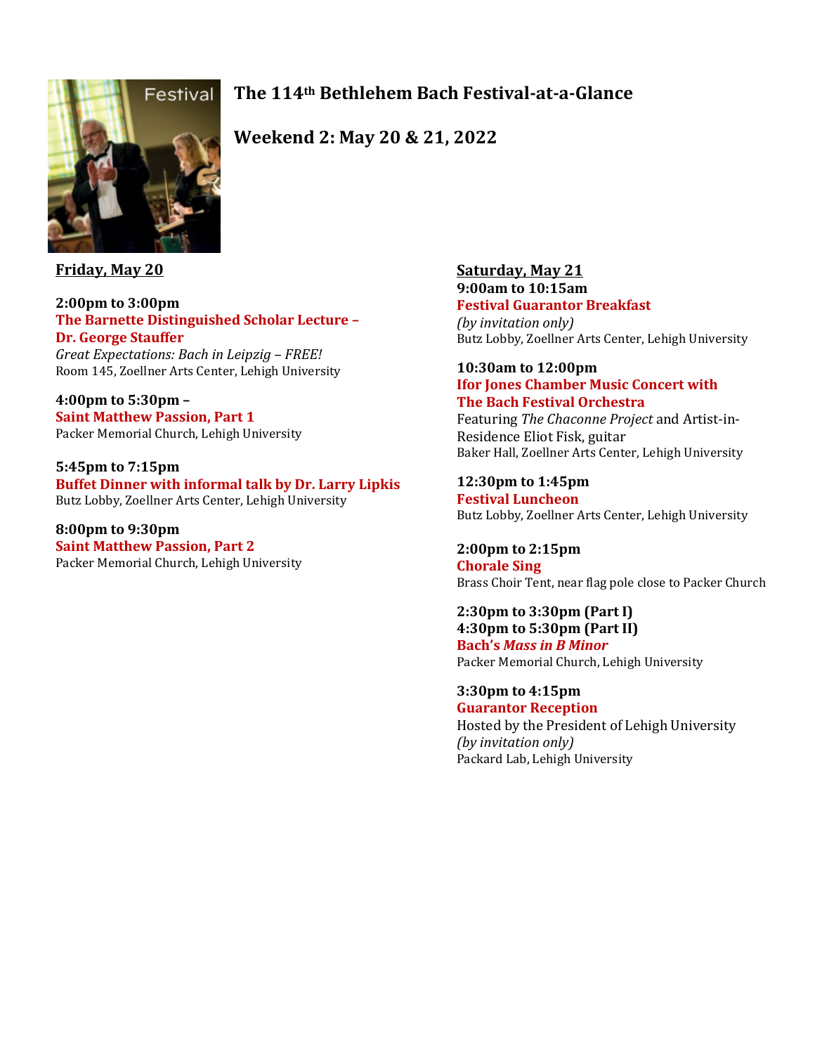# The 114th Bethlehem Bach Festival-at-a-Glance

## Weekend 2: May 20 & 21, 2022

### Friday, May 20

**2:00pm to 3:00pm**
**The Barnette Distinguished Scholar Lecture – Dr. George Stauffer**
*Great Expectations: Bach in Leipzig – FREE!*
Room 145, Zoellner Arts Center, Lehigh University

**4:00pm to 5:30pm –**
**Saint Matthew Passion, Part 1**
Packer Memorial Church, Lehigh University

**5:45pm to 7:15pm**
**Buffet Dinner with informal talk by Dr. Larry Lipkis**
Butz Lobby, Zoellner Arts Center, Lehigh University

**8:00pm to 9:30pm**
**Saint Matthew Passion, Part 2**
Packer Memorial Church, Lehigh University

### Saturday, May 21

**9:00am to 10:15am**
**Festival Guarantor Breakfast**
*(by invitation only)*
Butz Lobby, Zoellner Arts Center, Lehigh University

**10:30am to 12:00pm**
**Ifor Jones Chamber Music Concert with The Bach Festival Orchestra**
Featuring *The Chaconne Project* and Artist-in-Residence Eliot Fisk, guitar
Baker Hall, Zoellner Arts Center, Lehigh University

**12:30pm to 1:45pm**
**Festival Luncheon**
Butz Lobby, Zoellner Arts Center, Lehigh University

**2:00pm to 2:15pm**
**Chorale Sing**
Brass Choir Tent, near flag pole close to Packer Church

**2:30pm to 3:30pm (Part I)**
**4:30pm to 5:30pm (Part II)**
**Bach's *Mass in B Minor***
Packer Memorial Church, Lehigh University

**3:30pm to 4:15pm**
**Guarantor Reception**
Hosted by the President of Lehigh University
*(by invitation only)*
Packard Lab, Lehigh University